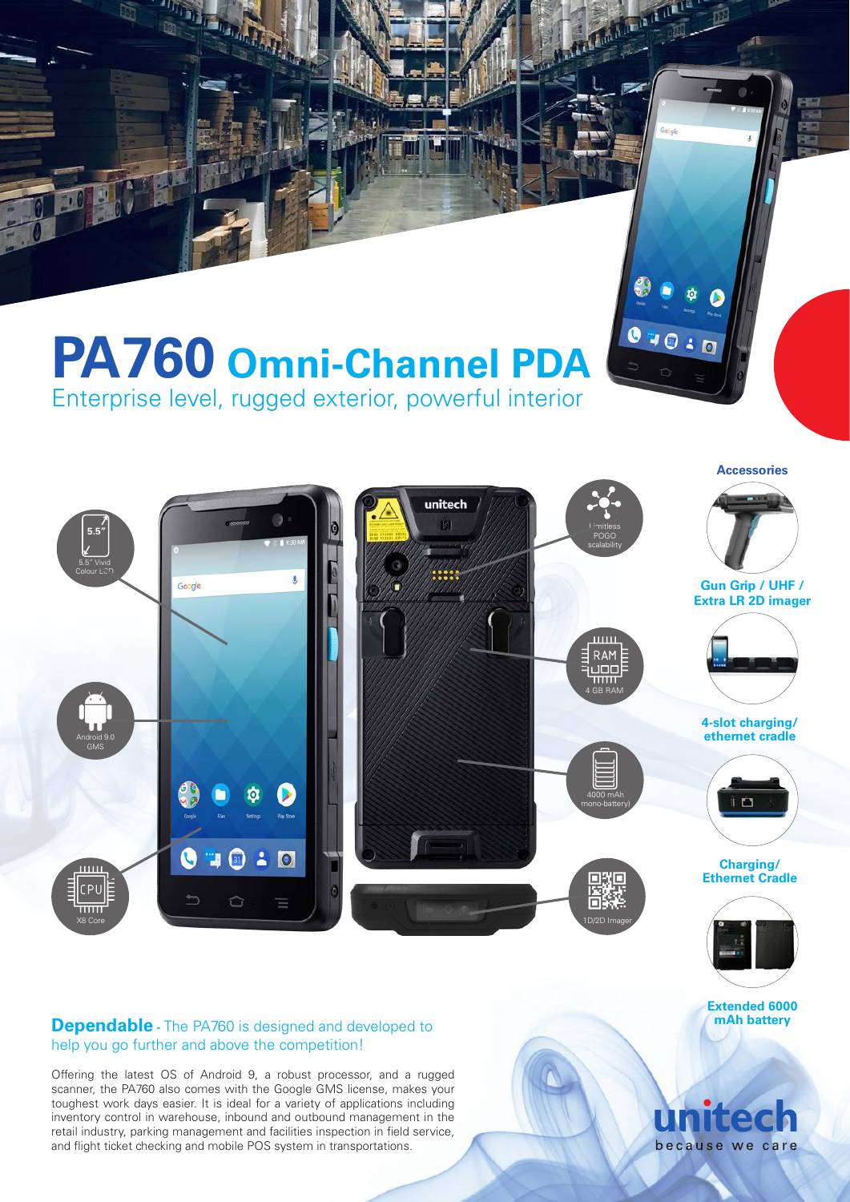# PA760 Omni-Channel PDA

Enterprise level, rugged exterior, powerful interior

5.5" Vivid Colour LCD

Android 9.0 GMS

X8 Core

Limitless POGO scalability

4 GB RAM

4000 mAh mono-battery

1D/2D Imager

## Accessories

**Gun Grip / UHF / Extra LR 2D imager**

**4-slot charging/ ethernet cradle**

**Charging/ Ethernet Cradle**

**Extended 6000 mAh battery**

**Dependable** - The PA760 is designed and developed to help you go further and above the competition!

Offering the latest OS of Android 9, a robust processor, and a rugged scanner, the PA760 also comes with the Google GMS license, makes your toughest work days easier. It is ideal for a variety of applications including inventory control in warehouse, inbound and outbound management in the retail industry, parking management and facilities inspection in field service, and flight ticket checking and mobile POS system in transportations.

unitech
because we care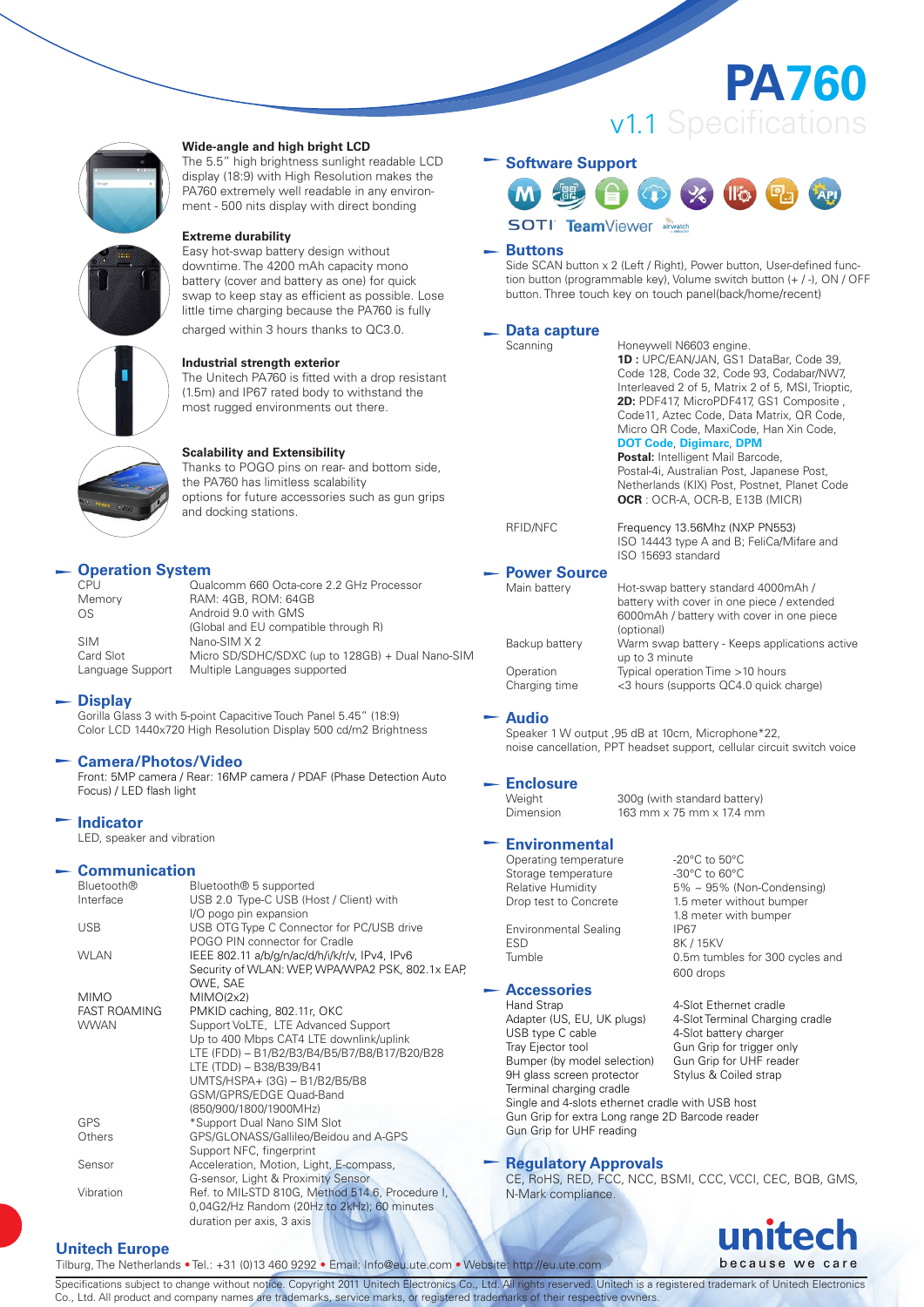# PA760

## v1.1 Specifications

### Wide-angle and high bright LCD

The 5.5" high brightness sunlight readable LCD display (18:9) with High Resolution makes the PA760 extremely well readable in any environment - 500 nits display with direct bonding

### Extreme durability

Easy hot-swap battery design without downtime. The 4200 mAh capacity mono battery (cover and battery as one) for quick swap to keep stay as efficient as possible. Lose little time charging because the PA760 is fully charged within 3 hours thanks to QC3.0.

### Industrial strength exterior

The Unitech PA760 is fitted with a drop resistant (1.5m) and IP67 rated body to withstand the most rugged environments out there.

### Scalability and Extensibility

Thanks to POGO pins on rear- and bottom side, the PA760 has limitless scalability options for future accessories such as gun grips and docking stations.

## Operation System

| | |
|---|---|
| CPU | Qualcomm 660 Octa-core 2.2 GHz Processor |
| Memory | RAM: 4GB, ROM: 64GB |
| OS | Android 9.0 with GMS (Global and EU compatible through R) |
| SIM | Nano-SIM X 2 |
| Card Slot | Micro SD/SDHC/SDXC (up to 128GB) + Dual Nano-SIM |
| Language Support | Multiple Languages supported |

## Display

Gorilla Glass 3 with 5-point Capacitive Touch Panel 5.45" (18:9)
Color LCD 1440x720 High Resolution Display 500 cd/m2 Brightness

## Camera/Photos/Video

Front: 5MP camera / Rear: 16MP camera / PDAF (Phase Detection Auto Focus) / LED flash light

## Indicator

LED, speaker and vibration

## Communication

| | |
|---|---|
| Bluetooth® | Bluetooth® 5 supported |
| Interface | USB 2.0 Type-C USB (Host / Client) with I/O pogo pin expansion |
| USB | USB OTG Type C Connector for PC/USB drive POGO PIN connector for Cradle |
| WLAN | IEEE 802.11 a/b/g/n/ac/d/h/i/k/r/v, IPv4, IPv6 Security of WLAN: WEP, WPA/WPA2 PSK, 802.1x EAP, OWE, SAE |
| MIMO | MIMO(2x2) |
| FAST ROAMING | PMKID caching, 802.11r, OKC |
| WWAN | Support VoLTE, LTE Advanced Support Up to 400 Mbps CAT4 LTE downlink/uplink LTE (FDD) – B1/B2/B3/B4/B5/B7/B8/B17/B20/B28 LTE (TDD) – B38/B39/B41 UMTS/HSPA+ (3G) – B1/B2/B5/B8 GSM/GPRS/EDGE Quad-Band (850/900/1800/1900MHz) *Support Dual Nano SIM Slot |
| GPS | GPS/GLONASS/Gallileo/Beidou and A-GPS |
| Others | Support NFC, fingerprint |
| Sensor | Acceleration, Motion, Light, E-compass, G-sensor, Light & Proximity Sensor |
| Vibration | Ref. to MIL-STD 810G, Method 514.6, Procedure I, 0,04G2/Hz Random (20Hz to 2kHz); 60 minutes duration per axis, 3 axis |

## Software Support

SOTI TeamViewer airwatch

## Buttons

Side SCAN button x 2 (Left / Right), Power button, User-defined function button (programmable key), Volume switch button (+ / -), ON / OFF button. Three touch key on touch panel(back/home/recent)

## Data capture

| | |
|---|---|
| Scanning | Honeywell N6603 engine. **1D :** UPC/EAN/JAN, GS1 DataBar, Code 39, Code 128, Code 32, Code 93, Codabar/NW7, Interleaved 2 of 5, Matrix 2 of 5, MSI, Trioptic, **2D:** PDF417, MicroPDF417, GS1 Composite , Code11, Aztec Code, Data Matrix, QR Code, Micro QR Code, MaxiCode, Han Xin Code, **DOT Code, Digimarc, DPM** **Postal:** Intelligent Mail Barcode, Postal-4i, Australian Post, Japanese Post, Netherlands (KIX) Post, Postnet, Planet Code **OCR** : OCR-A, OCR-B, E13B (MICR) |
| RFID/NFC | Frequency 13.56Mhz (NXP PN553) ISO 14443 type A and B; FeliCa/Mifare and ISO 15693 standard |

## Power Source

| | |
|---|---|
| Main battery | Hot-swap battery standard 4000mAh / battery with cover in one piece / extended 6000mAh / battery with cover in one piece (optional) |
| Backup battery | Warm swap battery - Keeps applications active up to 3 minute |
| Operation | Typical operation Time >10 hours |
| Charging time | <3 hours (supports QC4.0 quick charge) |

## Audio

Speaker 1 W output ,95 dB at 10cm, Microphone*22, noise cancellation, PPT headset support, cellular circuit switch voice

## Enclosure

| | |
|---|---|
| Weight | 300g (with standard battery) |
| Dimension | 163 mm x 75 mm x 17.4 mm |

## Environmental

| | |
|---|---|
| Operating temperature | -20°C to 50°C |
| Storage temperature | -30°C to 60°C |
| Relative Humidity | 5% ~ 95% (Non-Condensing) |
| Drop test to Concrete | 1.5 meter without bumper 1.8 meter with bumper |
| Environmental Sealing | IP67 |
| ESD | 8K / 15KV |
| Tumble | 0.5m tumbles for 300 cycles and 600 drops |

## Accessories

- Hand Strap
- Adapter (US, EU, UK plugs)
- USB type C cable
- Tray Ejector tool
- Bumper (by model selection)
- 9H glass screen protector
- Terminal charging cradle
- 4-Slot Ethernet cradle
- 4-Slot Terminal Charging cradle
- 4-Slot battery charger
- Gun Grip for trigger only
- Gun Grip for UHF reader
- Stylus & Coiled strap
- Single and 4-slots ethernet cradle with USB host
- Gun Grip for extra Long range 2D Barcode reader
- Gun Grip for UHF reading

## Regulatory Approvals

CE, RoHS, RED, FCC, NCC, BSMI, CCC, VCCI, CEC, BQB, GMS, N-Mark compliance.

**Unitech Europe**
Tilburg, The Netherlands • Tel.: +31 (0)13 460 9292 • Email: Info@eu.ute.com • Website: http://eu.ute.com

unitech — because we care

Specifications subject to change without notice. Copyright 2011 Unitech Electronics Co., Ltd. All rights reserved. Unitech is a registered trademark of Unitech Electronics Co., Ltd. All product and company names are trademarks, service marks, or registered trademarks of their respective owners.